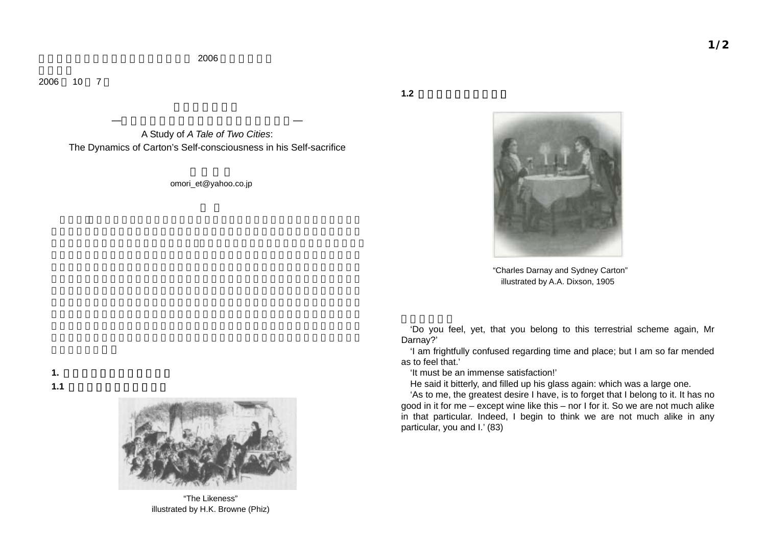2006

2006 10 7

A Study of *A Tale of Two Cities*:

The Dynamics of Carton's Self-consciousness in his Self-sacrifice

omori_et@yahoo.co.jp

## 1.

### 1.1

"The Likeness"
illustrated by H.K. Browne (Phiz)

### 1.2

"Charles Darnay and Sydney Carton"
illustrated by A.A. Dixson, 1905

'Do you feel, yet, that you belong to this terrestrial scheme again, Mr Darnay?'

'I am frightfully confused regarding time and place; but I am so far mended as to feel that.'

'It must be an immense satisfaction!'

He said it bitterly, and filled up his glass again: which was a large one.

'As to me, the greatest desire I have, is to forget that I belong to it. It has no good in it for me – except wine like this – nor I for it. So we are not much alike in that particular. Indeed, I begin to think we are not much alike in any particular, you and I.' (83)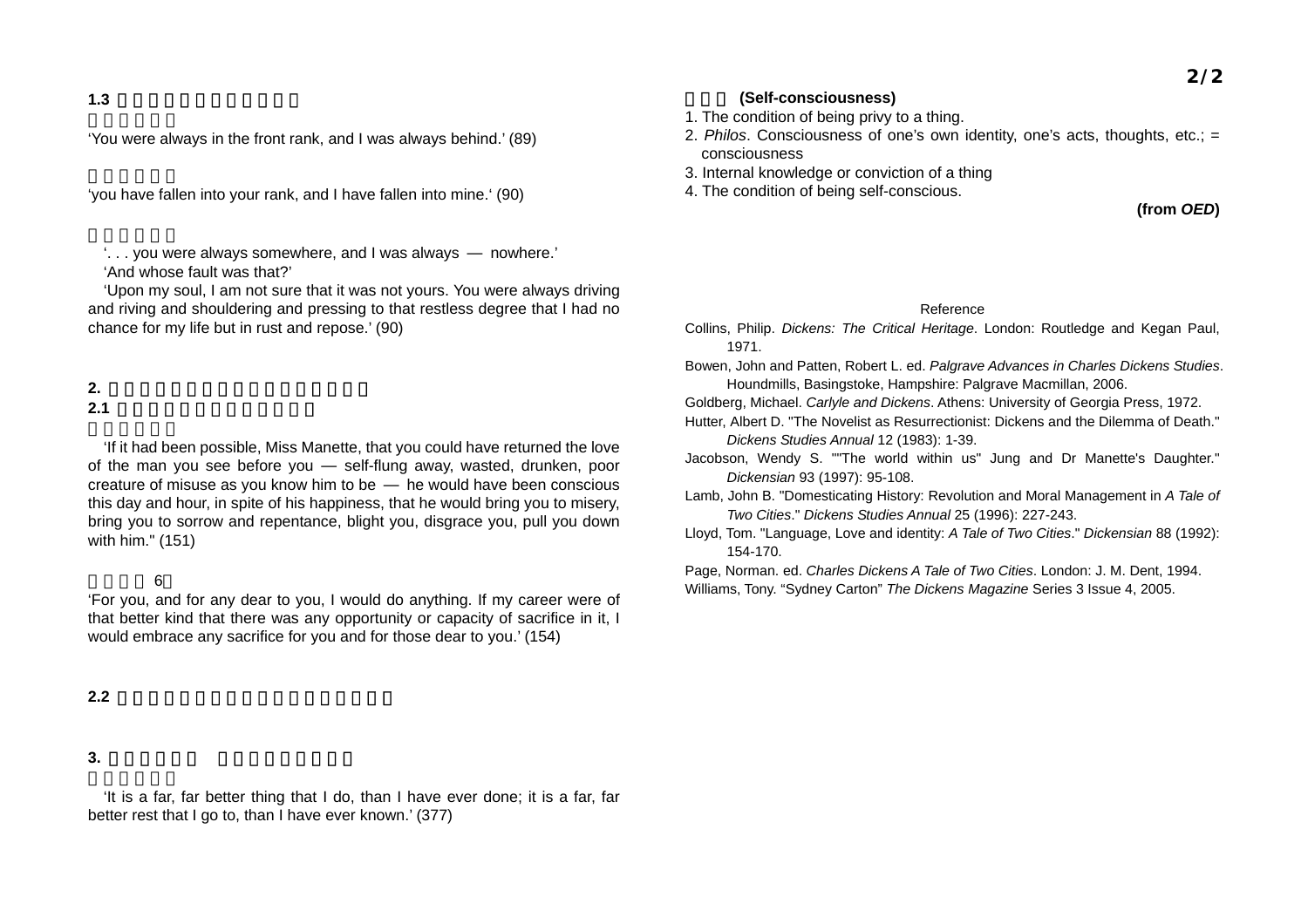**1.3**

‘You were always in the front rank, and I was always behind.’ (89)

‘you have fallen into your rank, and I have fallen into mine.‘ (90)

‘. . . you were always somewhere, and I was always — nowhere.’
‘And whose fault was that?’
‘Upon my soul, I am not sure that it was not yours. You were always driving and riving and shouldering and pressing to that restless degree that I had no chance for my life but in rust and repose.’ (90)

**2.**

**2.1**

‘If it had been possible, Miss Manette, that you could have returned the love of the man you see before you — self-flung away, wasted, drunken, poor creature of misuse as you know him to be — he would have been conscious this day and hour, in spite of his happiness, that he would bring you to misery, bring you to sorrow and repentance, blight you, disgrace you, pull you down with him." (151)

6

‘For you, and for any dear to you, I would do anything. If my career were of that better kind that there was any opportunity or capacity of sacrifice in it, I would embrace any sacrifice for you and for those dear to you.’ (154)

**2.2**

**3.**

‘It is a far, far better thing that I do, than I have ever done; it is a far, far better rest that I go to, than I have ever known.’ (377)

**(Self-consciousness)**

1. The condition of being privy to a thing.
2. *Philos*. Consciousness of one’s own identity, one’s acts, thoughts, etc.; = consciousness
3. Internal knowledge or conviction of a thing
4. The condition of being self-conscious.

**(from *OED*)**

Reference

Collins, Philip. *Dickens: The Critical Heritage*. London: Routledge and Kegan Paul, 1971.

Bowen, John and Patten, Robert L. ed. *Palgrave Advances in Charles Dickens Studies*. Houndmills, Basingstoke, Hampshire: Palgrave Macmillan, 2006.

Goldberg, Michael. *Carlyle and Dickens*. Athens: University of Georgia Press, 1972.

Hutter, Albert D. "The Novelist as Resurrectionist: Dickens and the Dilemma of Death." *Dickens Studies Annual* 12 (1983): 1-39.

Jacobson, Wendy S. ""The world within us" Jung and Dr Manette's Daughter." *Dickensian* 93 (1997): 95-108.

Lamb, John B. "Domesticating History: Revolution and Moral Management in *A Tale of Two Cities*." *Dickens Studies Annual* 25 (1996): 227-243.

Lloyd, Tom. "Language, Love and identity: *A Tale of Two Cities*." *Dickensian* 88 (1992): 154-170.

Page, Norman. ed. *Charles Dickens A Tale of Two Cities*. London: J. M. Dent, 1994.

Williams, Tony. “Sydney Carton” *The Dickens Magazine* Series 3 Issue 4, 2005.